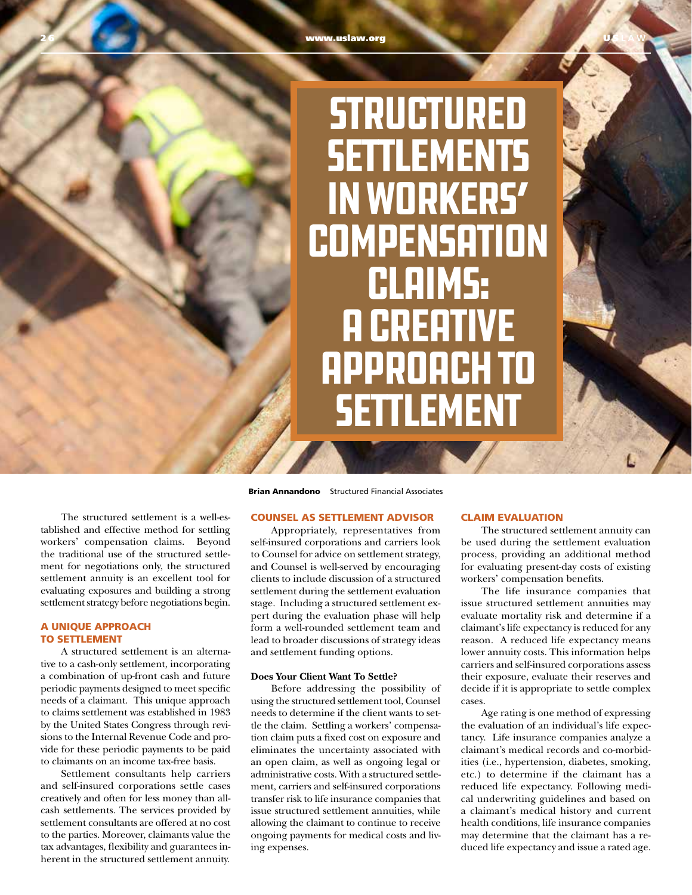# STRUCTURED SETTLEMENTS IN WORKERS' COMPENSATION CLAIMS: A CREATIVE APPROACH TO SETTLEMENT

**Brian Annandono** Structured Financial Associates

The structured settlement is a well-established and effective method for settling workers' compensation claims. Beyond the traditional use of the structured settlement for negotiations only, the structured settlement annuity is an excellent tool for evaluating exposures and building a strong settlement strategy before negotiations begin.

## A UNIQUE APPROACH TO SETTLEMENT

A structured settlement is an alternative to a cash-only settlement, incorporating a combination of up-front cash and future periodic payments designed to meet specific needs of a claimant. This unique approach to claims settlement was established in 1983 by the United States Congress through revisions to the Internal Revenue Code and provide for these periodic payments to be paid to claimants on an income tax-free basis.

Settlement consultants help carriers and self-insured corporations settle cases creatively and often for less money than all-cash settlements. The services provided by settlement consultants are offered at no cost to the parties. Moreover, claimants value the tax advantages, flexibility and guarantees inherent in the structured settlement annuity.

## COUNSEL AS SETTLEMENT ADVISOR

Appropriately, representatives from self-insured corporations and carriers look to Counsel for advice on settlement strategy, and Counsel is well-served by encouraging clients to include discussion of a structured settlement during the settlement evaluation stage. Including a structured settlement expert during the evaluation phase will help form a well-rounded settlement team and lead to broader discussions of strategy ideas and settlement funding options.

### Does Your Client Want To Settle?

Before addressing the possibility of using the structured settlement tool, Counsel needs to determine if the client wants to settle the claim. Settling a workers' compensation claim puts a fixed cost on exposure and eliminates the uncertainty associated with an open claim, as well as ongoing legal or administrative costs. With a structured settlement, carriers and self-insured corporations transfer risk to life insurance companies that issue structured settlement annuities, while allowing the claimant to continue to receive ongoing payments for medical costs and living expenses.

## CLAIM EVALUATION

The structured settlement annuity can be used during the settlement evaluation process, providing an additional method for evaluating present-day costs of existing workers' compensation benefits.

The life insurance companies that issue structured settlement annuities may evaluate mortality risk and determine if a claimant's life expectancy is reduced for any reason. A reduced life expectancy means lower annuity costs. This information helps carriers and self-insured corporations assess their exposure, evaluate their reserves and decide if it is appropriate to settle complex cases.

Age rating is one method of expressing the evaluation of an individual's life expectancy. Life insurance companies analyze a claimant's medical records and co-morbidities (i.e., hypertension, diabetes, smoking, etc.) to determine if the claimant has a reduced life expectancy. Following medical underwriting guidelines and based on a claimant's medical history and current health conditions, life insurance companies may determine that the claimant has a reduced life expectancy and issue a rated age.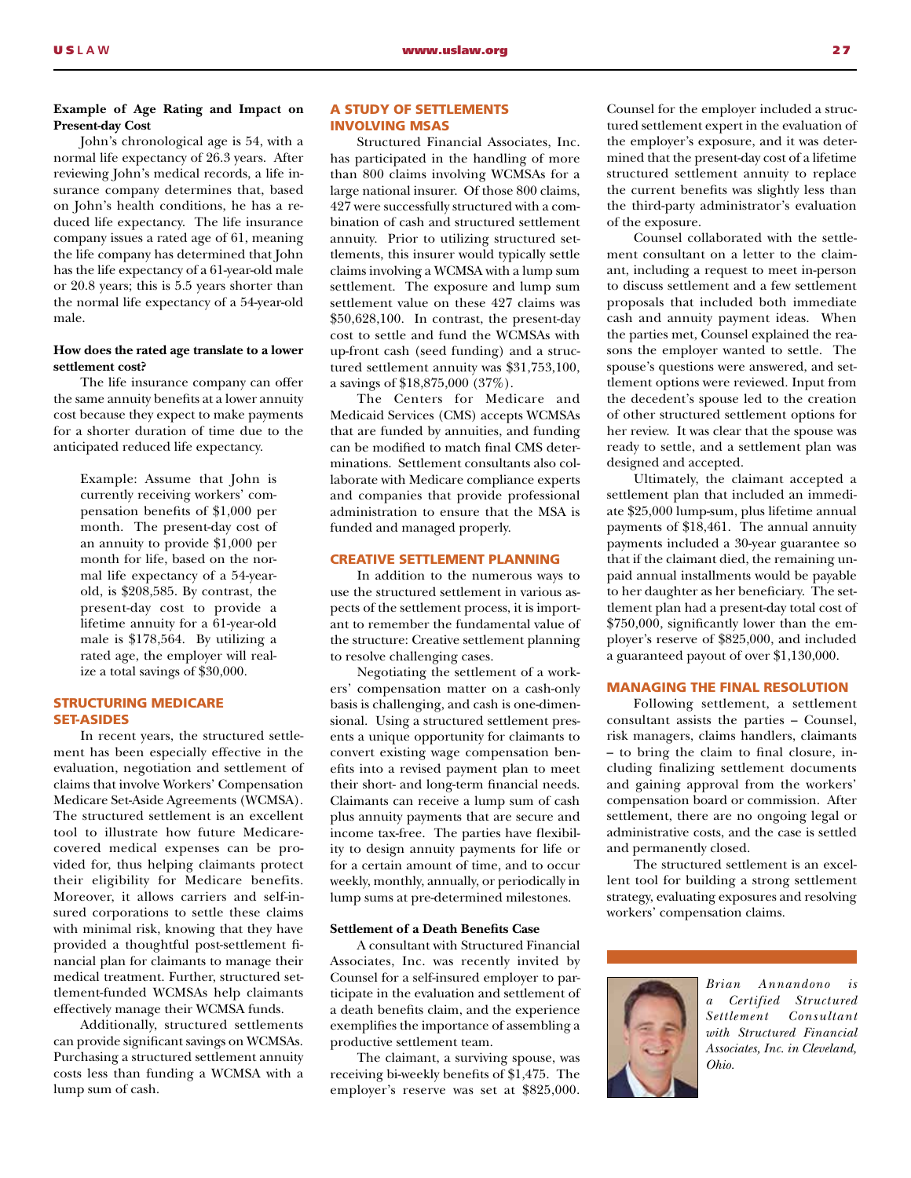**Example of Age Rating and Impact on Present-day Cost**

John's chronological age is 54, with a normal life expectancy of 26.3 years. After reviewing John's medical records, a life insurance company determines that, based on John's health conditions, he has a reduced life expectancy. The life insurance company issues a rated age of 61, meaning the life company has determined that John has the life expectancy of a 61-year-old male or 20.8 years; this is 5.5 years shorter than the normal life expectancy of a 54-year-old male.

**How does the rated age translate to a lower settlement cost?**

The life insurance company can offer the same annuity benefits at a lower annuity cost because they expect to make payments for a shorter duration of time due to the anticipated reduced life expectancy.

> Example: Assume that John is currently receiving workers' compensation benefits of $1,000 per month. The present-day cost of an annuity to provide $1,000 per month for life, based on the normal life expectancy of a 54-year-old, is $208,585. By contrast, the present-day cost to provide a lifetime annuity for a 61-year-old male is $178,564. By utilizing a rated age, the employer will realize a total savings of $30,000.

## STRUCTURING MEDICARE SET-ASIDES

In recent years, the structured settlement has been especially effective in the evaluation, negotiation and settlement of claims that involve Workers' Compensation Medicare Set-Aside Agreements (WCMSA). The structured settlement is an excellent tool to illustrate how future Medicare-covered medical expenses can be provided for, thus helping claimants protect their eligibility for Medicare benefits. Moreover, it allows carriers and self-insured corporations to settle these claims with minimal risk, knowing that they have provided a thoughtful post-settlement financial plan for claimants to manage their medical treatment. Further, structured settlement-funded WCMSAs help claimants effectively manage their WCMSA funds.

Additionally, structured settlements can provide significant savings on WCMSAs. Purchasing a structured settlement annuity costs less than funding a WCMSA with a lump sum of cash.

## A STUDY OF SETTLEMENTS INVOLVING MSAS

Structured Financial Associates, Inc. has participated in the handling of more than 800 claims involving WCMSAs for a large national insurer. Of those 800 claims, 427 were successfully structured with a combination of cash and structured settlement annuity. Prior to utilizing structured settlements, this insurer would typically settle claims involving a WCMSA with a lump sum settlement. The exposure and lump sum settlement value on these 427 claims was $50,628,100. In contrast, the present-day cost to settle and fund the WCMSAs with up-front cash (seed funding) and a structured settlement annuity was $31,753,100, a savings of $18,875,000 (37%).

The Centers for Medicare and Medicaid Services (CMS) accepts WCMSAs that are funded by annuities, and funding can be modified to match final CMS determinations. Settlement consultants also collaborate with Medicare compliance experts and companies that provide professional administration to ensure that the MSA is funded and managed properly.

## CREATIVE SETTLEMENT PLANNING

In addition to the numerous ways to use the structured settlement in various aspects of the settlement process, it is important to remember the fundamental value of the structure: Creative settlement planning to resolve challenging cases.

Negotiating the settlement of a workers' compensation matter on a cash-only basis is challenging, and cash is one-dimensional. Using a structured settlement presents a unique opportunity for claimants to convert existing wage compensation benefits into a revised payment plan to meet their short- and long-term financial needs. Claimants can receive a lump sum of cash plus annuity payments that are secure and income tax-free. The parties have flexibility to design annuity payments for life or for a certain amount of time, and to occur weekly, monthly, annually, or periodically in lump sums at pre-determined milestones.

**Settlement of a Death Benefits Case**

A consultant with Structured Financial Associates, Inc. was recently invited by Counsel for a self-insured employer to participate in the evaluation and settlement of a death benefits claim, and the experience exemplifies the importance of assembling a productive settlement team.

The claimant, a surviving spouse, was receiving bi-weekly benefits of $1,475. The employer's reserve was set at $825,000. Counsel for the employer included a structured settlement expert in the evaluation of the employer's exposure, and it was determined that the present-day cost of a lifetime structured settlement annuity to replace the current benefits was slightly less than the third-party administrator's evaluation of the exposure.

Counsel collaborated with the settlement consultant on a letter to the claimant, including a request to meet in-person to discuss settlement and a few settlement proposals that included both immediate cash and annuity payment ideas. When the parties met, Counsel explained the reasons the employer wanted to settle. The spouse's questions were answered, and settlement options were reviewed. Input from the decedent's spouse led to the creation of other structured settlement options for her review. It was clear that the spouse was ready to settle, and a settlement plan was designed and accepted.

Ultimately, the claimant accepted a settlement plan that included an immediate $25,000 lump-sum, plus lifetime annual payments of $18,461. The annual annuity payments included a 30-year guarantee so that if the claimant died, the remaining unpaid annual installments would be payable to her daughter as her beneficiary. The settlement plan had a present-day total cost of $750,000, significantly lower than the employer's reserve of $825,000, and included a guaranteed payout of over $1,130,000.

## MANAGING THE FINAL RESOLUTION

Following settlement, a settlement consultant assists the parties – Counsel, risk managers, claims handlers, claimants – to bring the claim to final closure, including finalizing settlement documents and gaining approval from the workers' compensation board or commission. After settlement, there are no ongoing legal or administrative costs, and the case is settled and permanently closed.

The structured settlement is an excellent tool for building a strong settlement strategy, evaluating exposures and resolving workers' compensation claims.

*Brian Annandono is a Certified Structured Settlement Consultant with Structured Financial Associates, Inc. in Cleveland, Ohio.*